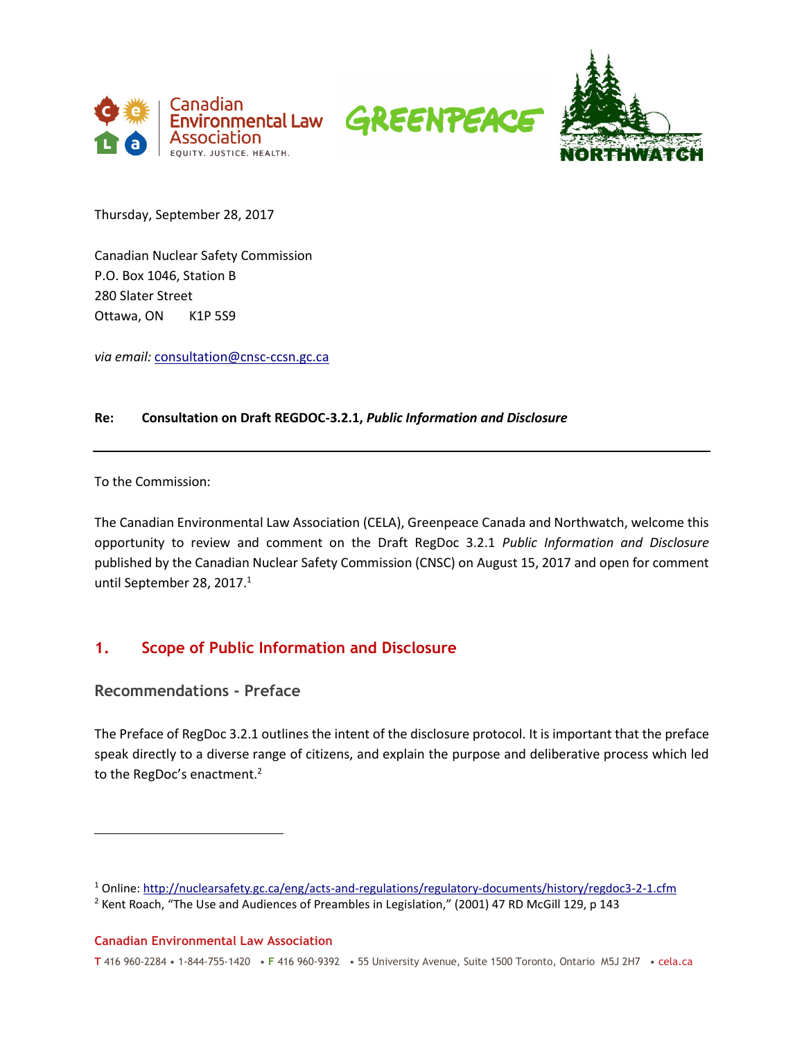Thursday, September 28, 2017

Canadian Nuclear Safety Commission
P.O. Box 1046, Station B
280 Slater Street
Ottawa, ON K1P 5S9

*via email:* consultation@cnsc-ccsn.gc.ca

**Re: Consultation on Draft REGDOC-3.2.1, *Public Information and Disclosure***

---

To the Commission:

The Canadian Environmental Law Association (CELA), Greenpeace Canada and Northwatch, welcome this opportunity to review and comment on the Draft RegDoc 3.2.1 *Public Information and Disclosure* published by the Canadian Nuclear Safety Commission (CNSC) on August 15, 2017 and open for comment until September 28, 2017.[1]

## 1. Scope of Public Information and Disclosure

### Recommendations - Preface

The Preface of RegDoc 3.2.1 outlines the intent of the disclosure protocol. It is important that the preface speak directly to a diverse range of citizens, and explain the purpose and deliberative process which led to the RegDoc's enactment.[2]

---

[1] Online: http://nuclearsafety.gc.ca/eng/acts-and-regulations/regulatory-documents/history/regdoc3-2-1.cfm

[2] Kent Roach, "The Use and Audiences of Preambles in Legislation," (2001) 47 RD McGill 129, p 143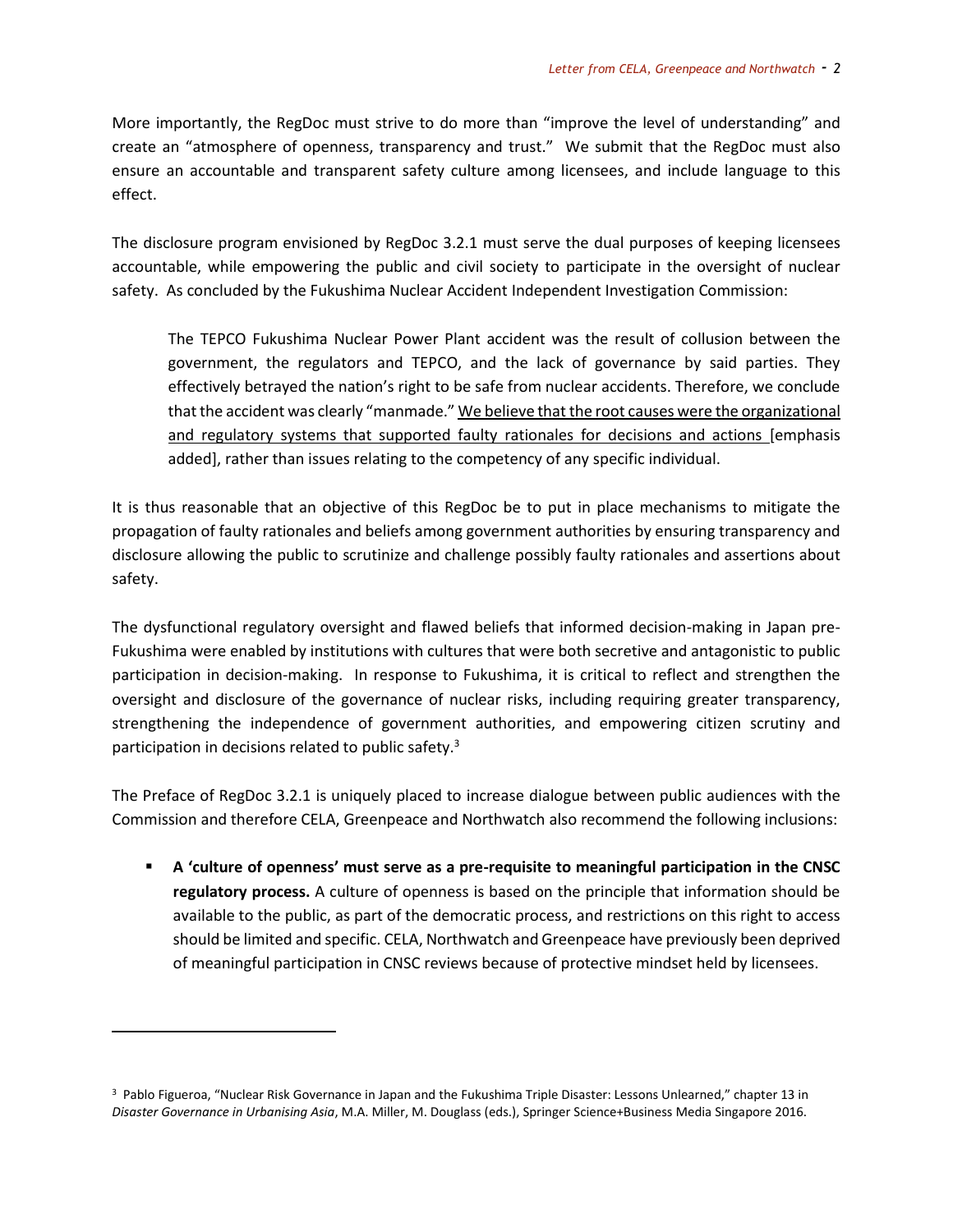More importantly, the RegDoc must strive to do more than "improve the level of understanding" and create an "atmosphere of openness, transparency and trust." We submit that the RegDoc must also ensure an accountable and transparent safety culture among licensees, and include language to this effect.

The disclosure program envisioned by RegDoc 3.2.1 must serve the dual purposes of keeping licensees accountable, while empowering the public and civil society to participate in the oversight of nuclear safety. As concluded by the Fukushima Nuclear Accident Independent Investigation Commission:

> The TEPCO Fukushima Nuclear Power Plant accident was the result of collusion between the government, the regulators and TEPCO, and the lack of governance by said parties. They effectively betrayed the nation's right to be safe from nuclear accidents. Therefore, we conclude that the accident was clearly "manmade." <u>We believe that the root causes were the organizational and regulatory systems that supported faulty rationales for decisions and actions</u> [emphasis added], rather than issues relating to the competency of any specific individual.

It is thus reasonable that an objective of this RegDoc be to put in place mechanisms to mitigate the propagation of faulty rationales and beliefs among government authorities by ensuring transparency and disclosure allowing the public to scrutinize and challenge possibly faulty rationales and assertions about safety.

The dysfunctional regulatory oversight and flawed beliefs that informed decision-making in Japan pre-Fukushima were enabled by institutions with cultures that were both secretive and antagonistic to public participation in decision-making. In response to Fukushima, it is critical to reflect and strengthen the oversight and disclosure of the governance of nuclear risks, including requiring greater transparency, strengthening the independence of government authorities, and empowering citizen scrutiny and participation in decisions related to public safety.[3]

The Preface of RegDoc 3.2.1 is uniquely placed to increase dialogue between public audiences with the Commission and therefore CELA, Greenpeace and Northwatch also recommend the following inclusions:

- **A 'culture of openness' must serve as a pre-requisite to meaningful participation in the CNSC regulatory process.** A culture of openness is based on the principle that information should be available to the public, as part of the democratic process, and restrictions on this right to access should be limited and specific. CELA, Northwatch and Greenpeace have previously been deprived of meaningful participation in CNSC reviews because of protective mindset held by licensees.

---

[3] Pablo Figueroa, "Nuclear Risk Governance in Japan and the Fukushima Triple Disaster: Lessons Unlearned," chapter 13 in *Disaster Governance in Urbanising Asia*, M.A. Miller, M. Douglass (eds.), Springer Science+Business Media Singapore 2016.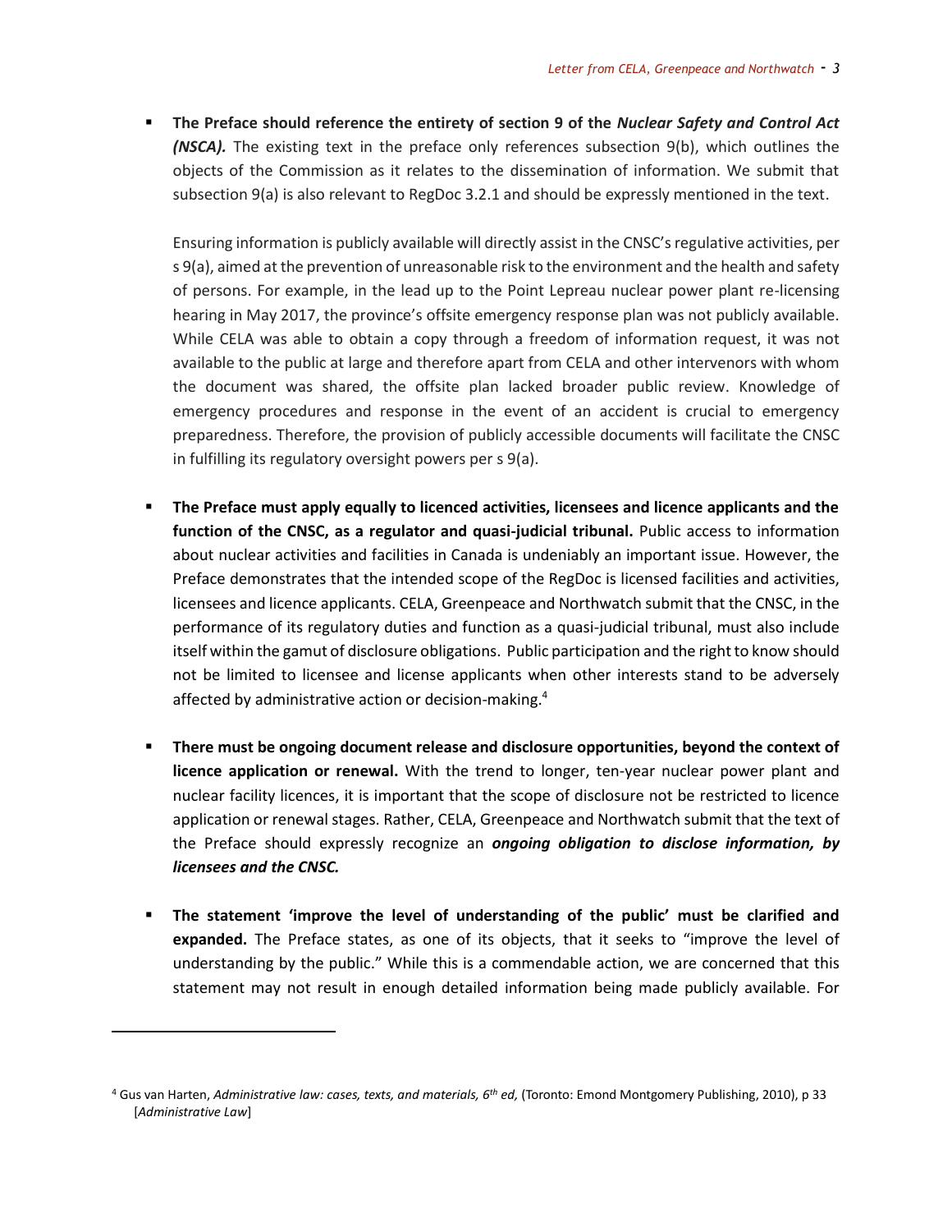- **The Preface should reference the entirety of section 9 of the *Nuclear Safety and Control Act (NSCA).*** The existing text in the preface only references subsection 9(b), which outlines the objects of the Commission as it relates to the dissemination of information. We submit that subsection 9(a) is also relevant to RegDoc 3.2.1 and should be expressly mentioned in the text.

  Ensuring information is publicly available will directly assist in the CNSC's regulative activities, per s 9(a), aimed at the prevention of unreasonable risk to the environment and the health and safety of persons. For example, in the lead up to the Point Lepreau nuclear power plant re-licensing hearing in May 2017, the province's offsite emergency response plan was not publicly available. While CELA was able to obtain a copy through a freedom of information request, it was not available to the public at large and therefore apart from CELA and other intervenors with whom the document was shared, the offsite plan lacked broader public review. Knowledge of emergency procedures and response in the event of an accident is crucial to emergency preparedness. Therefore, the provision of publicly accessible documents will facilitate the CNSC in fulfilling its regulatory oversight powers per s 9(a).

- **The Preface must apply equally to licenced activities, licensees and licence applicants and the function of the CNSC, as a regulator and quasi-judicial tribunal.** Public access to information about nuclear activities and facilities in Canada is undeniably an important issue. However, the Preface demonstrates that the intended scope of the RegDoc is licensed facilities and activities, licensees and licence applicants. CELA, Greenpeace and Northwatch submit that the CNSC, in the performance of its regulatory duties and function as a quasi-judicial tribunal, must also include itself within the gamut of disclosure obligations. Public participation and the right to know should not be limited to licensee and license applicants when other interests stand to be adversely affected by administrative action or decision-making.[4]

- **There must be ongoing document release and disclosure opportunities, beyond the context of licence application or renewal.** With the trend to longer, ten-year nuclear power plant and nuclear facility licences, it is important that the scope of disclosure not be restricted to licence application or renewal stages. Rather, CELA, Greenpeace and Northwatch submit that the text of the Preface should expressly recognize an ***ongoing obligation to disclose information, by licensees and the CNSC.***

- **The statement 'improve the level of understanding of the public' must be clarified and expanded.** The Preface states, as one of its objects, that it seeks to "improve the level of understanding by the public." While this is a commendable action, we are concerned that this statement may not result in enough detailed information being made publicly available. For

[4] Gus van Harten, *Administrative law: cases, texts, and materials, 6th ed,* (Toronto: Emond Montgomery Publishing, 2010), p 33 [*Administrative Law*]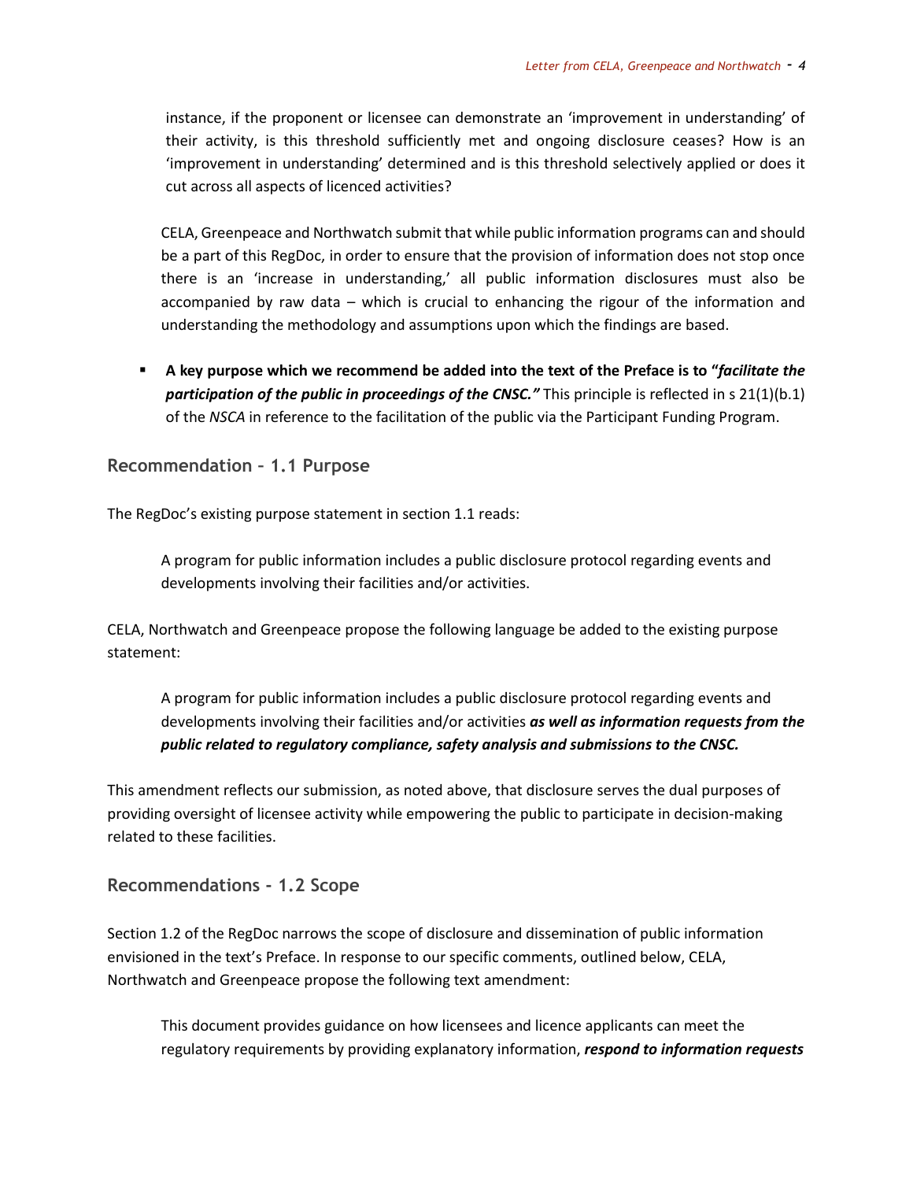instance, if the proponent or licensee can demonstrate an 'improvement in understanding' of their activity, is this threshold sufficiently met and ongoing disclosure ceases? How is an 'improvement in understanding' determined and is this threshold selectively applied or does it cut across all aspects of licenced activities?

CELA, Greenpeace and Northwatch submit that while public information programs can and should be a part of this RegDoc, in order to ensure that the provision of information does not stop once there is an 'increase in understanding,' all public information disclosures must also be accompanied by raw data – which is crucial to enhancing the rigour of the information and understanding the methodology and assumptions upon which the findings are based.

- **A key purpose which we recommend be added into the text of the Preface is to "*facilitate the participation of the public in proceedings of the CNSC.*"** This principle is reflected in s 21(1)(b.1) of the *NSCA* in reference to the facilitation of the public via the Participant Funding Program.

## Recommendation – 1.1 Purpose

The RegDoc's existing purpose statement in section 1.1 reads:

> A program for public information includes a public disclosure protocol regarding events and developments involving their facilities and/or activities.

CELA, Northwatch and Greenpeace propose the following language be added to the existing purpose statement:

> A program for public information includes a public disclosure protocol regarding events and developments involving their facilities and/or activities ***as well as information requests from the public related to regulatory compliance, safety analysis and submissions to the CNSC.***

This amendment reflects our submission, as noted above, that disclosure serves the dual purposes of providing oversight of licensee activity while empowering the public to participate in decision-making related to these facilities.

## Recommendations - 1.2 Scope

Section 1.2 of the RegDoc narrows the scope of disclosure and dissemination of public information envisioned in the text's Preface. In response to our specific comments, outlined below, CELA, Northwatch and Greenpeace propose the following text amendment:

> This document provides guidance on how licensees and licence applicants can meet the regulatory requirements by providing explanatory information, ***respond to information requests***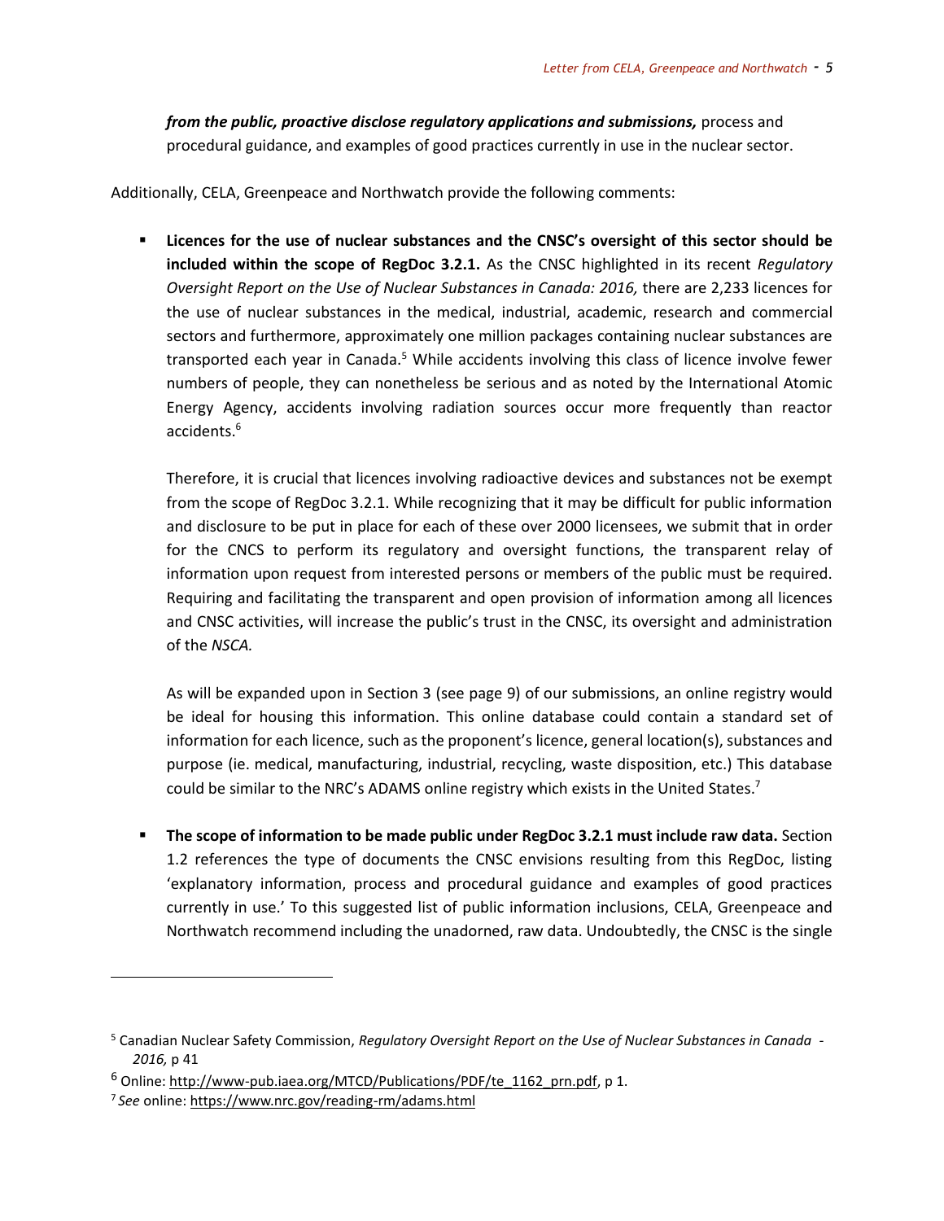***from the public, proactive disclose regulatory applications and submissions,*** process and procedural guidance, and examples of good practices currently in use in the nuclear sector.

Additionally, CELA, Greenpeace and Northwatch provide the following comments:

- **Licences for the use of nuclear substances and the CNSC's oversight of this sector should be included within the scope of RegDoc 3.2.1.** As the CNSC highlighted in its recent *Regulatory Oversight Report on the Use of Nuclear Substances in Canada: 2016,* there are 2,233 licences for the use of nuclear substances in the medical, industrial, academic, research and commercial sectors and furthermore, approximately one million packages containing nuclear substances are transported each year in Canada.[5] While accidents involving this class of licence involve fewer numbers of people, they can nonetheless be serious and as noted by the International Atomic Energy Agency, accidents involving radiation sources occur more frequently than reactor accidents.[6]

  Therefore, it is crucial that licences involving radioactive devices and substances not be exempt from the scope of RegDoc 3.2.1. While recognizing that it may be difficult for public information and disclosure to be put in place for each of these over 2000 licensees, we submit that in order for the CNCS to perform its regulatory and oversight functions, the transparent relay of information upon request from interested persons or members of the public must be required. Requiring and facilitating the transparent and open provision of information among all licences and CNSC activities, will increase the public's trust in the CNSC, its oversight and administration of the *NSCA.*

  As will be expanded upon in Section 3 (see page 9) of our submissions, an online registry would be ideal for housing this information. This online database could contain a standard set of information for each licence, such as the proponent's licence, general location(s), substances and purpose (ie. medical, manufacturing, industrial, recycling, waste disposition, etc.) This database could be similar to the NRC's ADAMS online registry which exists in the United States.[7]

- **The scope of information to be made public under RegDoc 3.2.1 must include raw data.** Section 1.2 references the type of documents the CNSC envisions resulting from this RegDoc, listing 'explanatory information, process and procedural guidance and examples of good practices currently in use.' To this suggested list of public information inclusions, CELA, Greenpeace and Northwatch recommend including the unadorned, raw data. Undoubtedly, the CNSC is the single

---

[5] Canadian Nuclear Safety Commission, *Regulatory Oversight Report on the Use of Nuclear Substances in Canada - 2016,* p 41

[6] Online: http://www-pub.iaea.org/MTCD/Publications/PDF/te_1162_prn.pdf, p 1.

[7] *See* online: https://www.nrc.gov/reading-rm/adams.html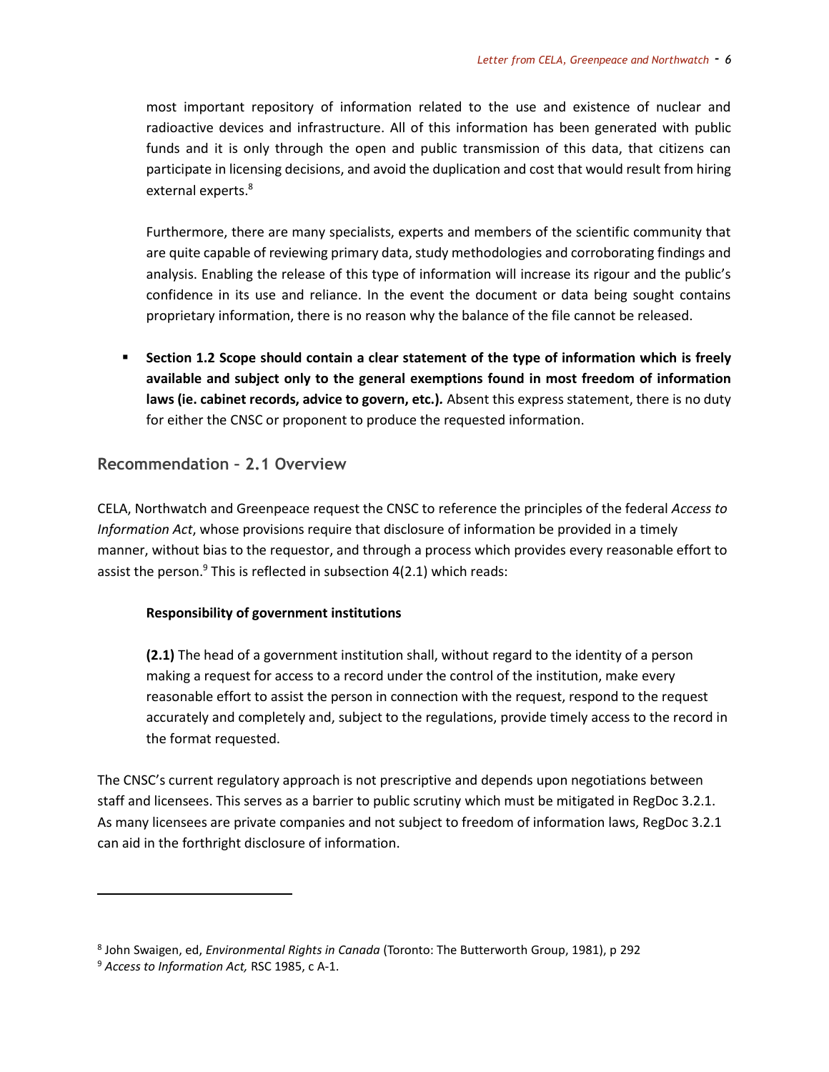most important repository of information related to the use and existence of nuclear and radioactive devices and infrastructure. All of this information has been generated with public funds and it is only through the open and public transmission of this data, that citizens can participate in licensing decisions, and avoid the duplication and cost that would result from hiring external experts.[8]

Furthermore, there are many specialists, experts and members of the scientific community that are quite capable of reviewing primary data, study methodologies and corroborating findings and analysis. Enabling the release of this type of information will increase its rigour and the public's confidence in its use and reliance. In the event the document or data being sought contains proprietary information, there is no reason why the balance of the file cannot be released.

- **Section 1.2 Scope should contain a clear statement of the type of information which is freely available and subject only to the general exemptions found in most freedom of information laws (ie. cabinet records, advice to govern, etc.).** Absent this express statement, there is no duty for either the CNSC or proponent to produce the requested information.

## Recommendation – 2.1 Overview

CELA, Northwatch and Greenpeace request the CNSC to reference the principles of the federal *Access to Information Act*, whose provisions require that disclosure of information be provided in a timely manner, without bias to the requestor, and through a process which provides every reasonable effort to assist the person.[9] This is reflected in subsection 4(2.1) which reads:

> **Responsibility of government institutions**
>
> **(2.1)** The head of a government institution shall, without regard to the identity of a person making a request for access to a record under the control of the institution, make every reasonable effort to assist the person in connection with the request, respond to the request accurately and completely and, subject to the regulations, provide timely access to the record in the format requested.

The CNSC's current regulatory approach is not prescriptive and depends upon negotiations between staff and licensees. This serves as a barrier to public scrutiny which must be mitigated in RegDoc 3.2.1. As many licensees are private companies and not subject to freedom of information laws, RegDoc 3.2.1 can aid in the forthright disclosure of information.

---

[8] John Swaigen, ed, *Environmental Rights in Canada* (Toronto: The Butterworth Group, 1981), p 292

[9] *Access to Information Act,* RSC 1985, c A-1.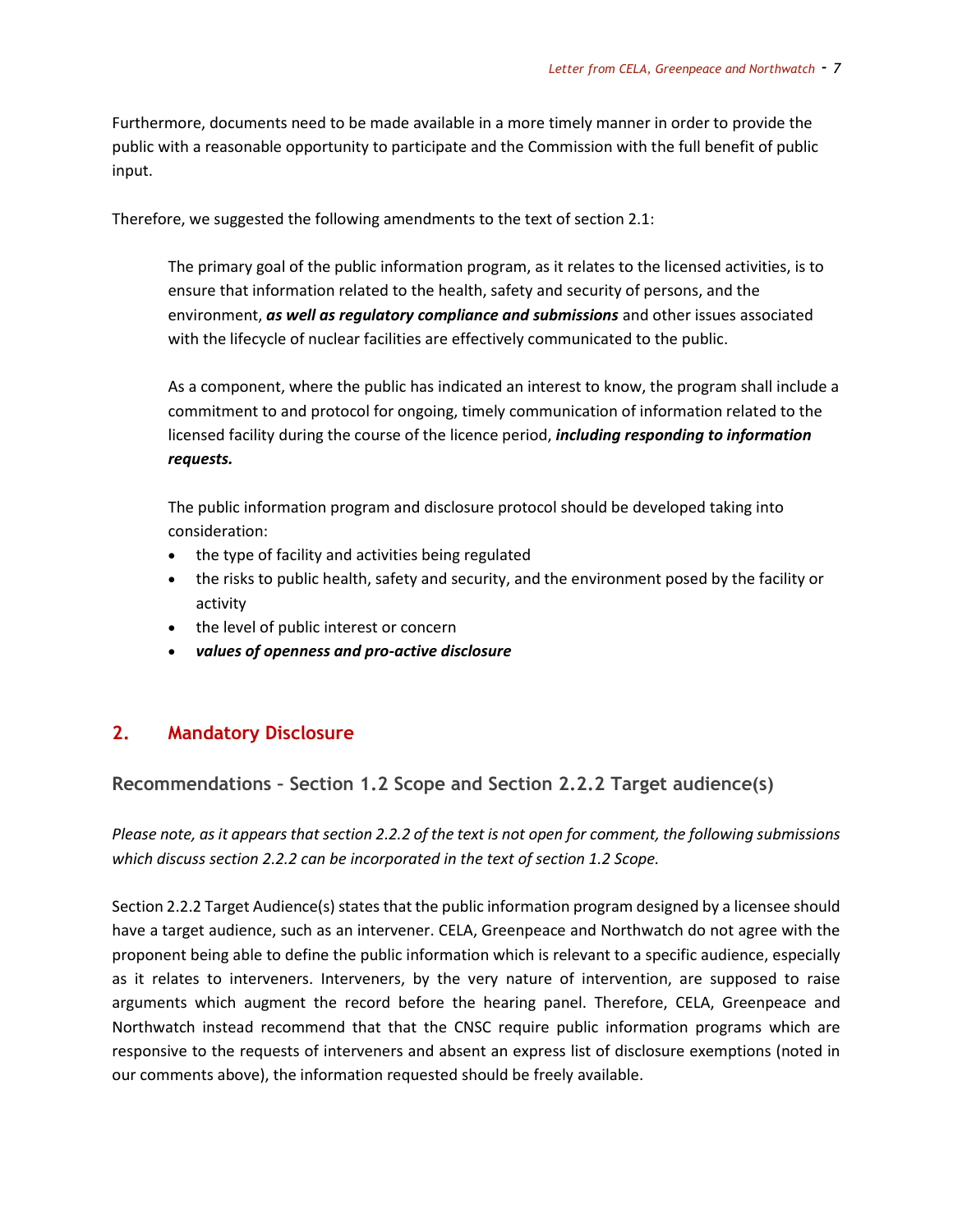Furthermore, documents need to be made available in a more timely manner in order to provide the public with a reasonable opportunity to participate and the Commission with the full benefit of public input.

Therefore, we suggested the following amendments to the text of section 2.1:

> The primary goal of the public information program, as it relates to the licensed activities, is to ensure that information related to the health, safety and security of persons, and the environment, ***as well as regulatory compliance and submissions*** and other issues associated with the lifecycle of nuclear facilities are effectively communicated to the public.
>
> As a component, where the public has indicated an interest to know, the program shall include a commitment to and protocol for ongoing, timely communication of information related to the licensed facility during the course of the licence period, ***including responding to information requests.***
>
> The public information program and disclosure protocol should be developed taking into consideration:
>
> - the type of facility and activities being regulated
> - the risks to public health, safety and security, and the environment posed by the facility or activity
> - the level of public interest or concern
> - ***values of openness and pro-active disclosure***

## 2. Mandatory Disclosure

### Recommendations – Section 1.2 Scope and Section 2.2.2 Target audience(s)

*Please note, as it appears that section 2.2.2 of the text is not open for comment, the following submissions which discuss section 2.2.2 can be incorporated in the text of section 1.2 Scope.*

Section 2.2.2 Target Audience(s) states that the public information program designed by a licensee should have a target audience, such as an intervener. CELA, Greenpeace and Northwatch do not agree with the proponent being able to define the public information which is relevant to a specific audience, especially as it relates to interveners. Interveners, by the very nature of intervention, are supposed to raise arguments which augment the record before the hearing panel. Therefore, CELA, Greenpeace and Northwatch instead recommend that that the CNSC require public information programs which are responsive to the requests of interveners and absent an express list of disclosure exemptions (noted in our comments above), the information requested should be freely available.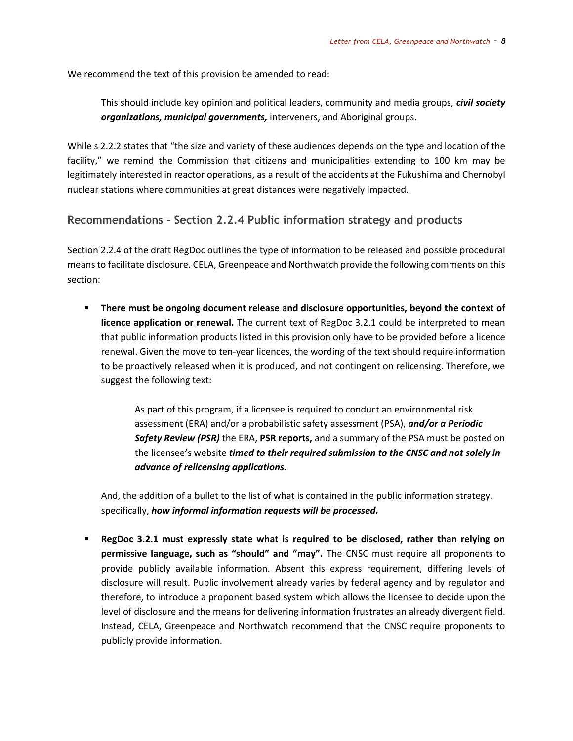We recommend the text of this provision be amended to read:

> This should include key opinion and political leaders, community and media groups, ***civil society organizations, municipal governments,*** interveners, and Aboriginal groups.

While s 2.2.2 states that "the size and variety of these audiences depends on the type and location of the facility," we remind the Commission that citizens and municipalities extending to 100 km may be legitimately interested in reactor operations, as a result of the accidents at the Fukushima and Chernobyl nuclear stations where communities at great distances were negatively impacted.

## Recommendations – Section 2.2.4 Public information strategy and products

Section 2.2.4 of the draft RegDoc outlines the type of information to be released and possible procedural means to facilitate disclosure. CELA, Greenpeace and Northwatch provide the following comments on this section:

- **There must be ongoing document release and disclosure opportunities, beyond the context of licence application or renewal.** The current text of RegDoc 3.2.1 could be interpreted to mean that public information products listed in this provision only have to be provided before a licence renewal. Given the move to ten-year licences, the wording of the text should require information to be proactively released when it is produced, and not contingent on relicensing. Therefore, we suggest the following text:

  > As part of this program, if a licensee is required to conduct an environmental risk assessment (ERA) and/or a probabilistic safety assessment (PSA), ***and/or a Periodic Safety Review (PSR)*** the ERA, **PSR reports,** and a summary of the PSA must be posted on the licensee's website ***timed to their required submission to the CNSC and not solely in advance of relicensing applications.***

  And, the addition of a bullet to the list of what is contained in the public information strategy, specifically, ***how informal information requests will be processed.***

- **RegDoc 3.2.1 must expressly state what is required to be disclosed, rather than relying on permissive language, such as "should" and "may".** The CNSC must require all proponents to provide publicly available information. Absent this express requirement, differing levels of disclosure will result. Public involvement already varies by federal agency and by regulator and therefore, to introduce a proponent based system which allows the licensee to decide upon the level of disclosure and the means for delivering information frustrates an already divergent field. Instead, CELA, Greenpeace and Northwatch recommend that the CNSC require proponents to publicly provide information.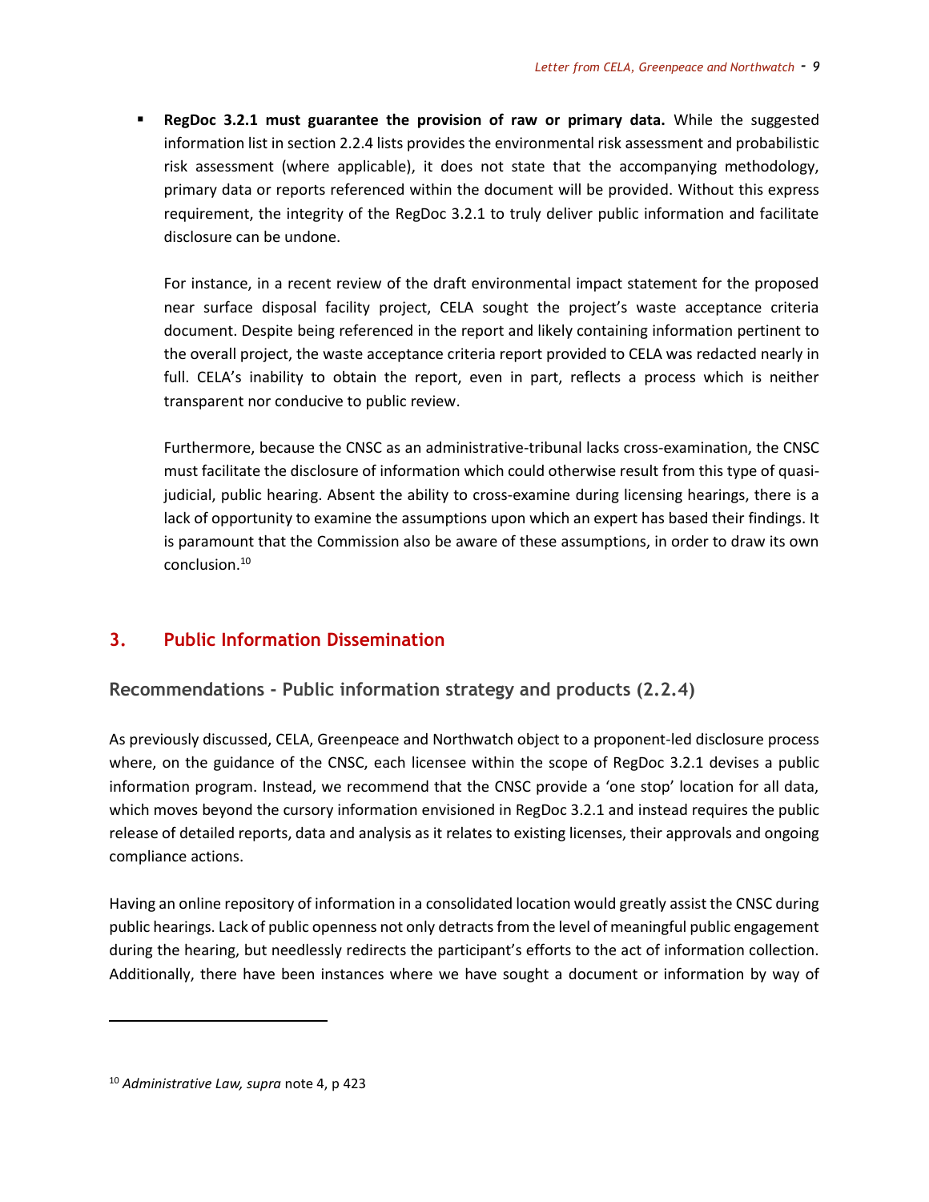- **RegDoc 3.2.1 must guarantee the provision of raw or primary data.** While the suggested information list in section 2.2.4 lists provides the environmental risk assessment and probabilistic risk assessment (where applicable), it does not state that the accompanying methodology, primary data or reports referenced within the document will be provided. Without this express requirement, the integrity of the RegDoc 3.2.1 to truly deliver public information and facilitate disclosure can be undone.

  For instance, in a recent review of the draft environmental impact statement for the proposed near surface disposal facility project, CELA sought the project's waste acceptance criteria document. Despite being referenced in the report and likely containing information pertinent to the overall project, the waste acceptance criteria report provided to CELA was redacted nearly in full. CELA's inability to obtain the report, even in part, reflects a process which is neither transparent nor conducive to public review.

  Furthermore, because the CNSC as an administrative-tribunal lacks cross-examination, the CNSC must facilitate the disclosure of information which could otherwise result from this type of quasi-judicial, public hearing. Absent the ability to cross-examine during licensing hearings, there is a lack of opportunity to examine the assumptions upon which an expert has based their findings. It is paramount that the Commission also be aware of these assumptions, in order to draw its own conclusion.[10]

## 3. Public Information Dissemination

### Recommendations - Public information strategy and products (2.2.4)

As previously discussed, CELA, Greenpeace and Northwatch object to a proponent-led disclosure process where, on the guidance of the CNSC, each licensee within the scope of RegDoc 3.2.1 devises a public information program. Instead, we recommend that the CNSC provide a 'one stop' location for all data, which moves beyond the cursory information envisioned in RegDoc 3.2.1 and instead requires the public release of detailed reports, data and analysis as it relates to existing licenses, their approvals and ongoing compliance actions.

Having an online repository of information in a consolidated location would greatly assist the CNSC during public hearings. Lack of public openness not only detracts from the level of meaningful public engagement during the hearing, but needlessly redirects the participant's efforts to the act of information collection. Additionally, there have been instances where we have sought a document or information by way of

---

[10] *Administrative Law, supra* note 4, p 423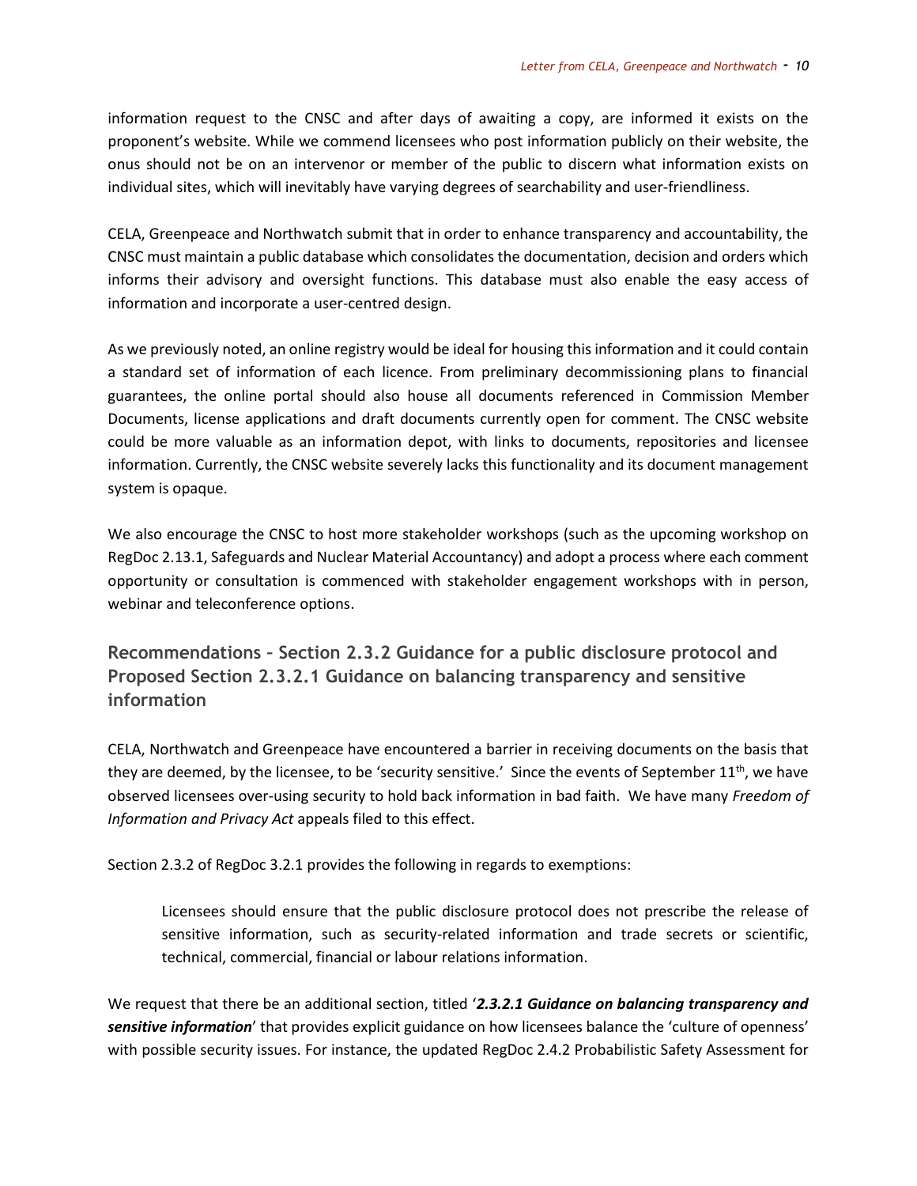information request to the CNSC and after days of awaiting a copy, are informed it exists on the proponent's website. While we commend licensees who post information publicly on their website, the onus should not be on an intervenor or member of the public to discern what information exists on individual sites, which will inevitably have varying degrees of searchability and user-friendliness.

CELA, Greenpeace and Northwatch submit that in order to enhance transparency and accountability, the CNSC must maintain a public database which consolidates the documentation, decision and orders which informs their advisory and oversight functions. This database must also enable the easy access of information and incorporate a user-centred design.

As we previously noted, an online registry would be ideal for housing this information and it could contain a standard set of information of each licence. From preliminary decommissioning plans to financial guarantees, the online portal should also house all documents referenced in Commission Member Documents, license applications and draft documents currently open for comment. The CNSC website could be more valuable as an information depot, with links to documents, repositories and licensee information. Currently, the CNSC website severely lacks this functionality and its document management system is opaque.

We also encourage the CNSC to host more stakeholder workshops (such as the upcoming workshop on RegDoc 2.13.1, Safeguards and Nuclear Material Accountancy) and adopt a process where each comment opportunity or consultation is commenced with stakeholder engagement workshops with in person, webinar and teleconference options.

## Recommendations – Section 2.3.2 Guidance for a public disclosure protocol and Proposed Section 2.3.2.1 Guidance on balancing transparency and sensitive information

CELA, Northwatch and Greenpeace have encountered a barrier in receiving documents on the basis that they are deemed, by the licensee, to be 'security sensitive.' Since the events of September 11th, we have observed licensees over-using security to hold back information in bad faith. We have many *Freedom of Information and Privacy Act* appeals filed to this effect.

Section 2.3.2 of RegDoc 3.2.1 provides the following in regards to exemptions:

> Licensees should ensure that the public disclosure protocol does not prescribe the release of sensitive information, such as security-related information and trade secrets or scientific, technical, commercial, financial or labour relations information.

We request that there be an additional section, titled '***2.3.2.1 Guidance on balancing transparency and sensitive information***' that provides explicit guidance on how licensees balance the 'culture of openness' with possible security issues. For instance, the updated RegDoc 2.4.2 Probabilistic Safety Assessment for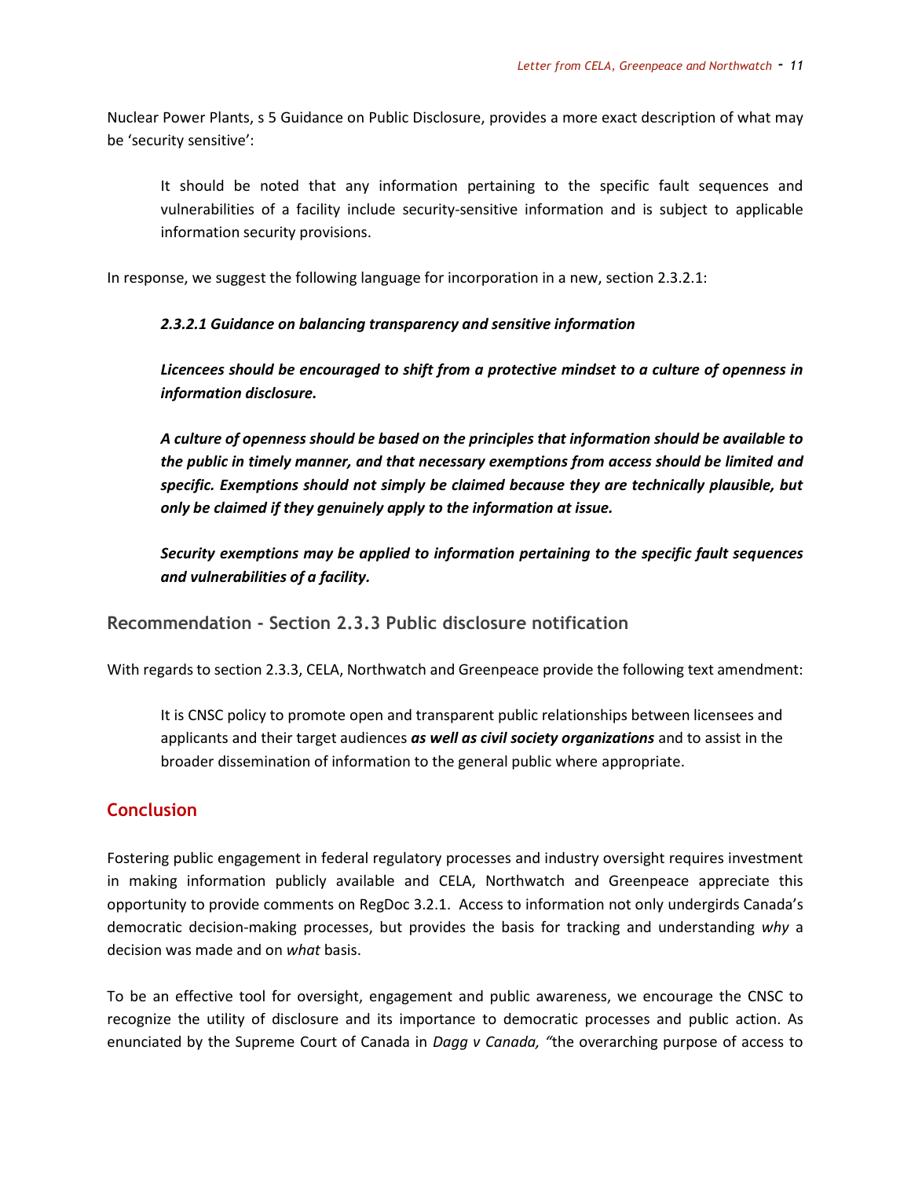Nuclear Power Plants, s 5 Guidance on Public Disclosure, provides a more exact description of what may be 'security sensitive':

> It should be noted that any information pertaining to the specific fault sequences and vulnerabilities of a facility include security-sensitive information and is subject to applicable information security provisions.

In response, we suggest the following language for incorporation in a new, section 2.3.2.1:

> ***2.3.2.1 Guidance on balancing transparency and sensitive information***
>
> ***Licencees should be encouraged to shift from a protective mindset to a culture of openness in information disclosure.***
>
> ***A culture of openness should be based on the principles that information should be available to the public in timely manner, and that necessary exemptions from access should be limited and specific. Exemptions should not simply be claimed because they are technically plausible, but only be claimed if they genuinely apply to the information at issue.***
>
> ***Security exemptions may be applied to information pertaining to the specific fault sequences and vulnerabilities of a facility.***

### Recommendation - Section 2.3.3 Public disclosure notification

With regards to section 2.3.3, CELA, Northwatch and Greenpeace provide the following text amendment:

> It is CNSC policy to promote open and transparent public relationships between licensees and applicants and their target audiences ***as well as civil society organizations*** and to assist in the broader dissemination of information to the general public where appropriate.

## Conclusion

Fostering public engagement in federal regulatory processes and industry oversight requires investment in making information publicly available and CELA, Northwatch and Greenpeace appreciate this opportunity to provide comments on RegDoc 3.2.1. Access to information not only undergirds Canada's democratic decision-making processes, but provides the basis for tracking and understanding *why* a decision was made and on *what* basis.

To be an effective tool for oversight, engagement and public awareness, we encourage the CNSC to recognize the utility of disclosure and its importance to democratic processes and public action. As enunciated by the Supreme Court of Canada in *Dagg v Canada, "*the overarching purpose of access to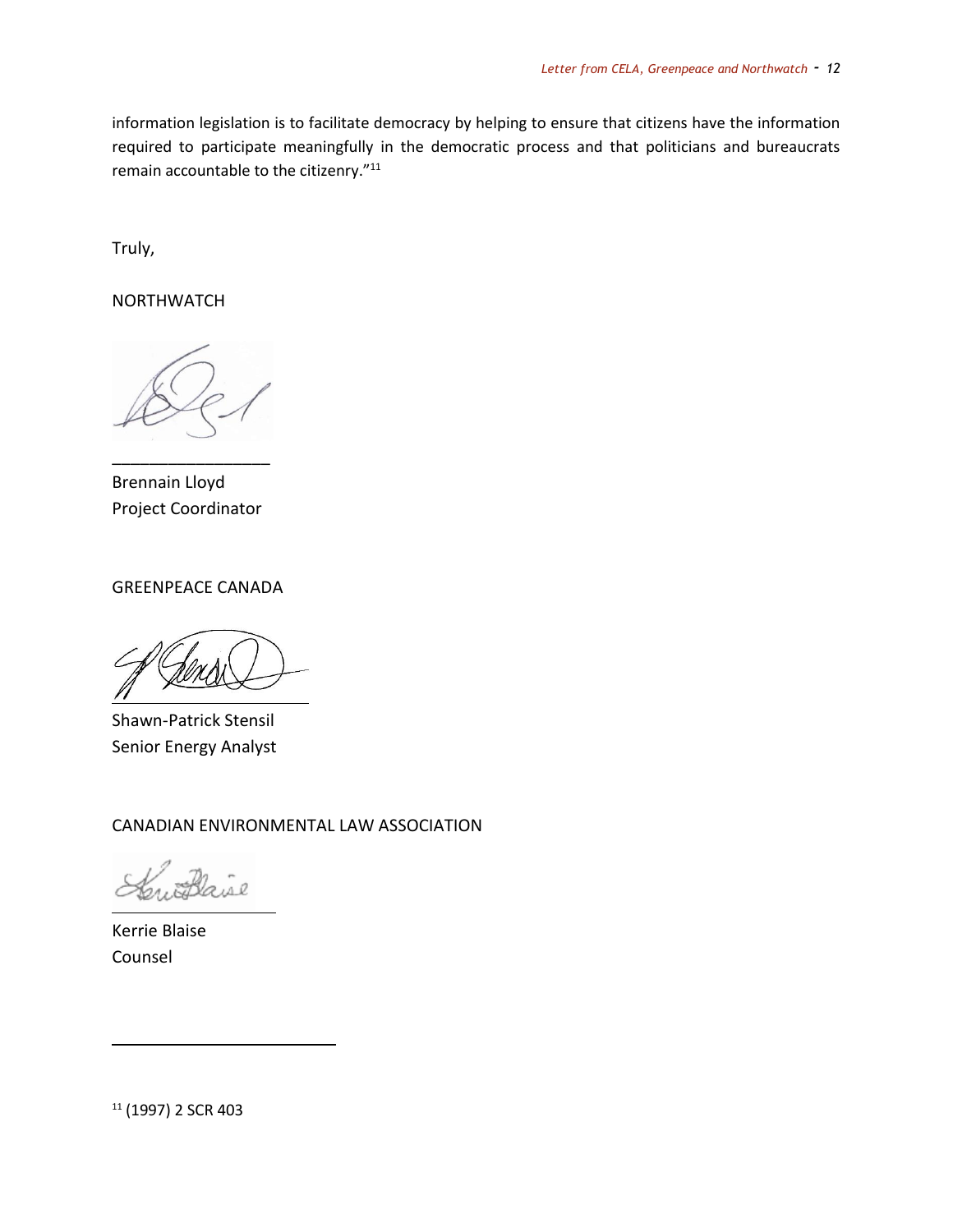information legislation is to facilitate democracy by helping to ensure that citizens have the information required to participate meaningfully in the democratic process and that politicians and bureaucrats remain accountable to the citizenry."[11]

Truly,

NORTHWATCH

\_\_\_\_\_\_\_\_\_\_\_\_\_\_\_\_\_\_\_\_

Brennain Lloyd
Project Coordinator

GREENPEACE CANADA

Shawn-Patrick Stensil
Senior Energy Analyst

CANADIAN ENVIRONMENTAL LAW ASSOCIATION

Kerrie Blaise
Counsel

---

[11] (1997) 2 SCR 403